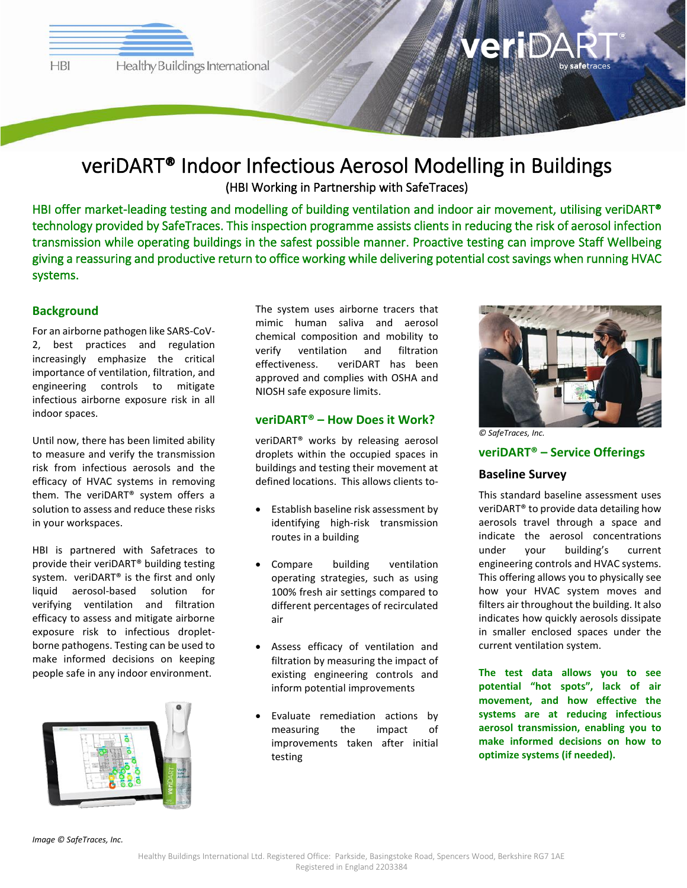# veriDART® Indoor Infectious Aerosol Modelling in Buildings

(HBI Working in Partnership with SafeTraces)

HBI offer market-leading testing and modelling of building ventilation and indoor air movement, utilising veriDART® technology provided by SafeTraces. This inspection programme assists clients in reducing the risk of aerosol infection transmission while operating buildings in the safest possible manner. Proactive testing can improve Staff Wellbeing giving a reassuring and productive return to office working while delivering potential cost savings when running HVAC systems.

## Background

For an airborne pathogen like SARS-CoV-2, best practices and regulation increasingly emphasize the critical importance of ventilation, filtration, and engineering controls to mitigate infectious airborne exposure risk in all indoor spaces.

Until now, there has been limited ability to measure and verify the transmission risk from infectious aerosols and the efficacy of HVAC systems in removing them. The veriDART® system offers a solution to assess and reduce these risks in your workspaces.

HBI is partnered with Safetraces to provide their veriDART® building testing system. veriDART® is the first and only liquid aerosol-based solution for verifying ventilation and filtration efficacy to assess and mitigate airborne exposure risk to infectious droplet-borne pathogens. Testing can be used to make informed decisions on keeping people safe in any indoor environment.

*Image © SafeTraces, Inc.*

The system uses airborne tracers that mimic human saliva and aerosol chemical composition and mobility to verify ventilation and filtration effectiveness. veriDART has been approved and complies with OSHA and NIOSH safe exposure limits.

## veriDART® – How Does it Work?

veriDART® works by releasing aerosol droplets within the occupied spaces in buildings and testing their movement at defined locations. This allows clients to-

- Establish baseline risk assessment by identifying high-risk transmission routes in a building
- Compare building ventilation operating strategies, such as using 100% fresh air settings compared to different percentages of recirculated air
- Assess efficacy of ventilation and filtration by measuring the impact of existing engineering controls and inform potential improvements
- Evaluate remediation actions by measuring the impact of improvements taken after initial testing

*© SafeTraces, Inc.*

## veriDART® – Service Offerings

### Baseline Survey

This standard baseline assessment uses veriDART® to provide data detailing how aerosols travel through a space and indicate the aerosol concentrations under your building's current engineering controls and HVAC systems. This offering allows you to physically see how your HVAC system moves and filters air throughout the building. It also indicates how quickly aerosols dissipate in smaller enclosed spaces under the current ventilation system.

**The test data allows you to see potential "hot spots", lack of air movement, and how effective the systems are at reducing infectious aerosol transmission, enabling you to make informed decisions on how to optimize systems (if needed).**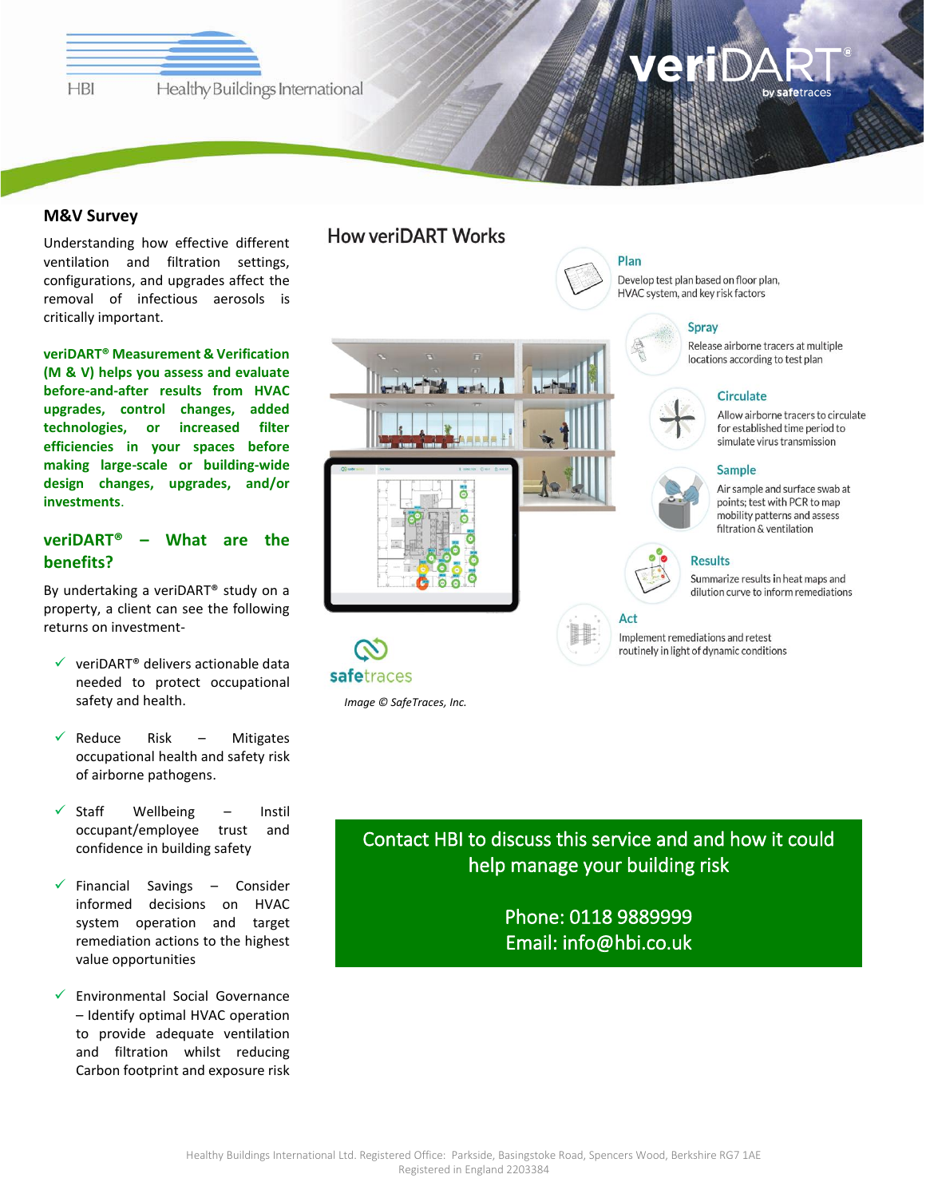HBI Healthy Buildings International

veriDART® by safetraces

## M&V Survey

Understanding how effective different ventilation and filtration settings, configurations, and upgrades affect the removal of infectious aerosols is critically important.

**veriDART® Measurement & Verification (M & V) helps you assess and evaluate before-and-after results from HVAC upgrades, control changes, added technologies, or increased filter efficiencies in your spaces before making large-scale or building-wide design changes, upgrades, and/or investments**.

## veriDART® – What are the benefits?

By undertaking a veriDART® study on a property, a client can see the following returns on investment-

- ✓ veriDART® delivers actionable data needed to protect occupational safety and health.
- ✓ Reduce Risk – Mitigates occupational health and safety risk of airborne pathogens.
- ✓ Staff Wellbeing – Instil occupant/employee trust and confidence in building safety
- ✓ Financial Savings – Consider informed decisions on HVAC system operation and target remediation actions to the highest value opportunities
- ✓ Environmental Social Governance – Identify optimal HVAC operation to provide adequate ventilation and filtration whilst reducing Carbon footprint and exposure risk

## How veriDART Works

**Plan**
Develop test plan based on floor plan, HVAC system, and key risk factors

**Spray**
Release airborne tracers at multiple locations according to test plan

**Circulate**
Allow airborne tracers to circulate for established time period to simulate virus transmission

**Sample**
Air sample and surface swab at points; test with PCR to map mobility patterns and assess filtration & ventilation

**Results**
Summarize results in heat maps and dilution curve to inform remediations

**Act**
Implement remediations and retest routinely in light of dynamic conditions

safetraces

*Image © SafeTraces, Inc.*

**Contact HBI to discuss this service and and how it could help manage your building risk**

**Phone: 0118 9889999**
**Email: info@hbi.co.uk**

Healthy Buildings International Ltd. Registered Office: Parkside, Basingstoke Road, Spencers Wood, Berkshire RG7 1AE
Registered in England 2203384